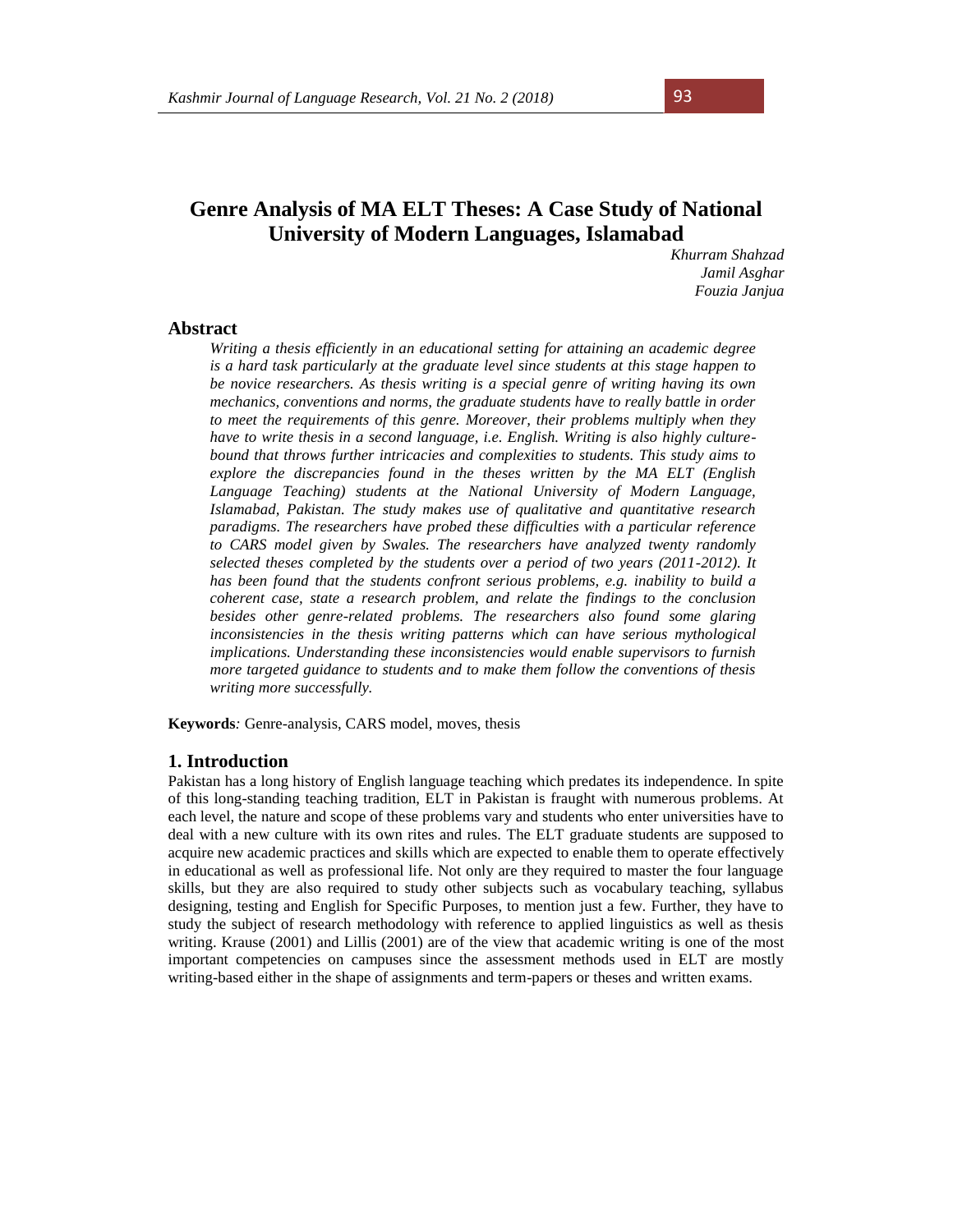# Genre Analysis of MA ELT Theses: A Case Study of National University of Modern Languages, Islamabad

*Khurram Shahzad*
*Jamil Asghar*
*Fouzia Janjua*

## Abstract

*Writing a thesis efficiently in an educational setting for attaining an academic degree is a hard task particularly at the graduate level since students at this stage happen to be novice researchers. As thesis writing is a special genre of writing having its own mechanics, conventions and norms, the graduate students have to really battle in order to meet the requirements of this genre. Moreover, their problems multiply when they have to write thesis in a second language, i.e. English. Writing is also highly culture-bound that throws further intricacies and complexities to students. This study aims to explore the discrepancies found in the theses written by the MA ELT (English Language Teaching) students at the National University of Modern Language, Islamabad, Pakistan. The study makes use of qualitative and quantitative research paradigms. The researchers have probed these difficulties with a particular reference to CARS model given by Swales. The researchers have analyzed twenty randomly selected theses completed by the students over a period of two years (2011-2012). It has been found that the students confront serious problems, e.g. inability to build a coherent case, state a research problem, and relate the findings to the conclusion besides other genre-related problems. The researchers also found some glaring inconsistencies in the thesis writing patterns which can have serious mythological implications. Understanding these inconsistencies would enable supervisors to furnish more targeted guidance to students and to make them follow the conventions of thesis writing more successfully.*

**Keywords***:* Genre-analysis, CARS model, moves, thesis

## 1. Introduction

Pakistan has a long history of English language teaching which predates its independence. In spite of this long-standing teaching tradition, ELT in Pakistan is fraught with numerous problems. At each level, the nature and scope of these problems vary and students who enter universities have to deal with a new culture with its own rites and rules. The ELT graduate students are supposed to acquire new academic practices and skills which are expected to enable them to operate effectively in educational as well as professional life. Not only are they required to master the four language skills, but they are also required to study other subjects such as vocabulary teaching, syllabus designing, testing and English for Specific Purposes, to mention just a few. Further, they have to study the subject of research methodology with reference to applied linguistics as well as thesis writing. Krause (2001) and Lillis (2001) are of the view that academic writing is one of the most important competencies on campuses since the assessment methods used in ELT are mostly writing-based either in the shape of assignments and term-papers or theses and written exams.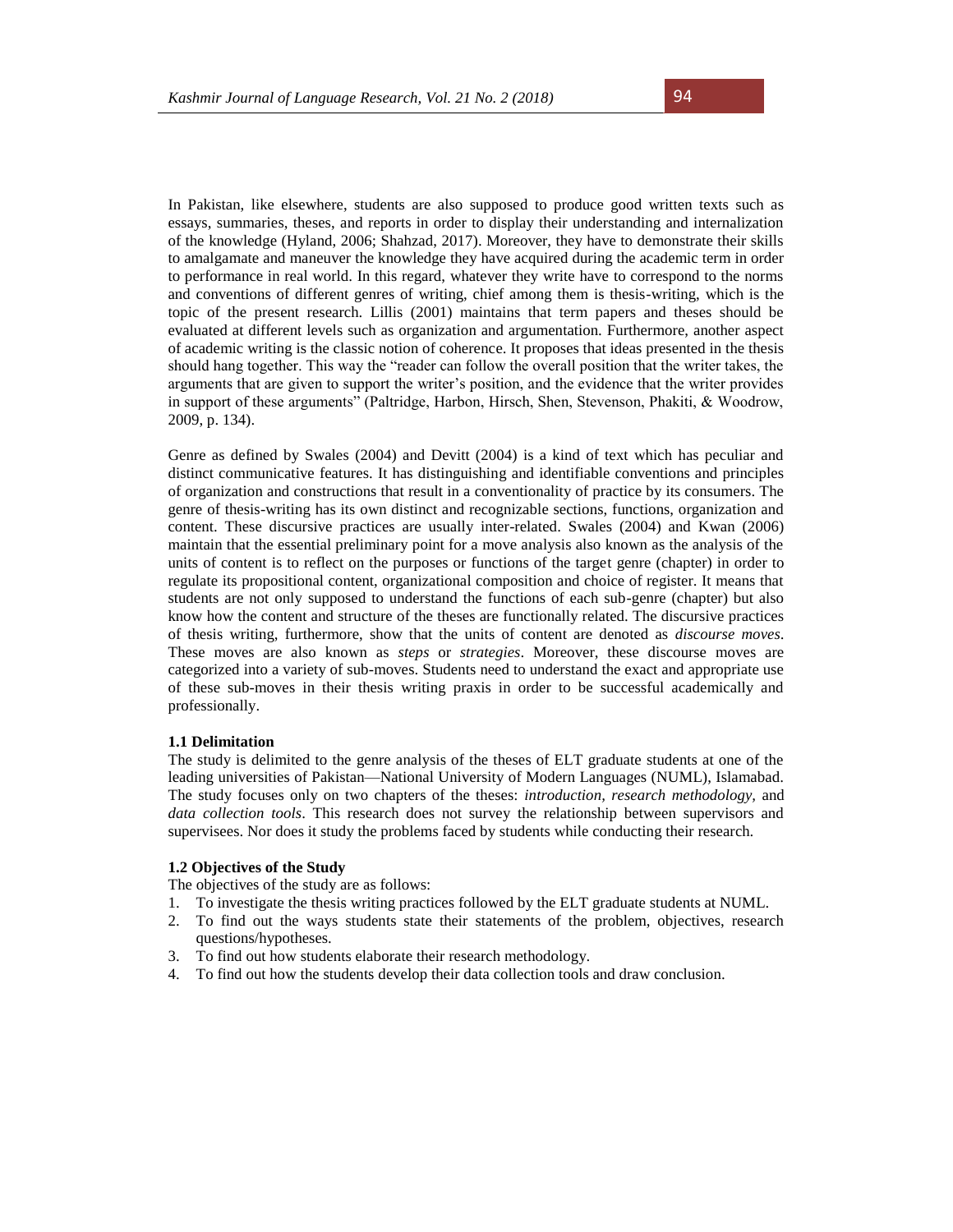In Pakistan, like elsewhere, students are also supposed to produce good written texts such as essays, summaries, theses, and reports in order to display their understanding and internalization of the knowledge (Hyland, 2006; Shahzad, 2017). Moreover, they have to demonstrate their skills to amalgamate and maneuver the knowledge they have acquired during the academic term in order to performance in real world. In this regard, whatever they write have to correspond to the norms and conventions of different genres of writing, chief among them is thesis-writing, which is the topic of the present research. Lillis (2001) maintains that term papers and theses should be evaluated at different levels such as organization and argumentation. Furthermore, another aspect of academic writing is the classic notion of coherence. It proposes that ideas presented in the thesis should hang together. This way the "reader can follow the overall position that the writer takes, the arguments that are given to support the writer's position, and the evidence that the writer provides in support of these arguments" (Paltridge, Harbon, Hirsch, Shen, Stevenson, Phakiti, & Woodrow, 2009, p. 134).

Genre as defined by Swales (2004) and Devitt (2004) is a kind of text which has peculiar and distinct communicative features. It has distinguishing and identifiable conventions and principles of organization and constructions that result in a conventionality of practice by its consumers. The genre of thesis-writing has its own distinct and recognizable sections, functions, organization and content. These discursive practices are usually inter-related. Swales (2004) and Kwan (2006) maintain that the essential preliminary point for a move analysis also known as the analysis of the units of content is to reflect on the purposes or functions of the target genre (chapter) in order to regulate its propositional content, organizational composition and choice of register. It means that students are not only supposed to understand the functions of each sub-genre (chapter) but also know how the content and structure of the theses are functionally related. The discursive practices of thesis writing, furthermore, show that the units of content are denoted as *discourse moves*. These moves are also known as *steps* or *strategies*. Moreover, these discourse moves are categorized into a variety of sub-moves. Students need to understand the exact and appropriate use of these sub-moves in their thesis writing praxis in order to be successful academically and professionally.

### 1.1 Delimitation

The study is delimited to the genre analysis of the theses of ELT graduate students at one of the leading universities of Pakistan—National University of Modern Languages (NUML), Islamabad. The study focuses only on two chapters of the theses: *introduction, research methodology,* and *data collection tools*. This research does not survey the relationship between supervisors and supervisees. Nor does it study the problems faced by students while conducting their research.

### 1.2 Objectives of the Study

The objectives of the study are as follows:

1. To investigate the thesis writing practices followed by the ELT graduate students at NUML.
2. To find out the ways students state their statements of the problem, objectives, research questions/hypotheses.
3. To find out how students elaborate their research methodology.
4. To find out how the students develop their data collection tools and draw conclusion.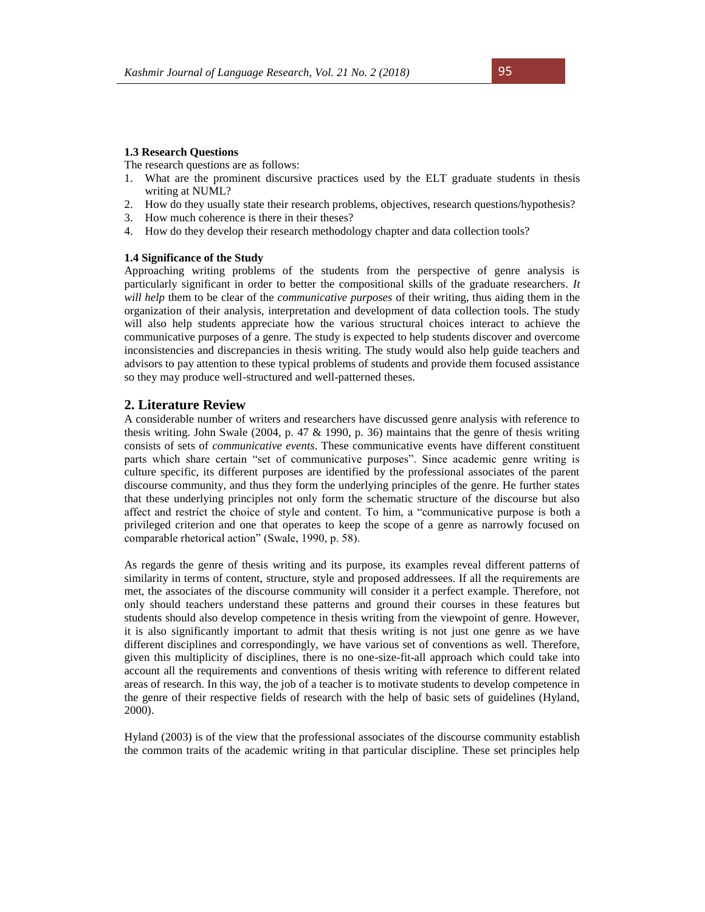### 1.3 Research Questions

The research questions are as follows:

1. What are the prominent discursive practices used by the ELT graduate students in thesis writing at NUML?
2. How do they usually state their research problems, objectives, research questions/hypothesis?
3. How much coherence is there in their theses?
4. How do they develop their research methodology chapter and data collection tools?

### 1.4 Significance of the Study

Approaching writing problems of the students from the perspective of genre analysis is particularly significant in order to better the compositional skills of the graduate researchers. *It will help* them to be clear of the *communicative purposes* of their writing, thus aiding them in the organization of their analysis, interpretation and development of data collection tools. The study will also help students appreciate how the various structural choices interact to achieve the communicative purposes of a genre. The study is expected to help students discover and overcome inconsistencies and discrepancies in thesis writing. The study would also help guide teachers and advisors to pay attention to these typical problems of students and provide them focused assistance so they may produce well-structured and well-patterned theses.

## 2. Literature Review

A considerable number of writers and researchers have discussed genre analysis with reference to thesis writing. John Swale (2004, p. 47 & 1990, p. 36) maintains that the genre of thesis writing consists of sets of *communicative events*. These communicative events have different constituent parts which share certain "set of communicative purposes". Since academic genre writing is culture specific, its different purposes are identified by the professional associates of the parent discourse community, and thus they form the underlying principles of the genre. He further states that these underlying principles not only form the schematic structure of the discourse but also affect and restrict the choice of style and content. To him, a "communicative purpose is both a privileged criterion and one that operates to keep the scope of a genre as narrowly focused on comparable rhetorical action" (Swale, 1990, p. 58).

As regards the genre of thesis writing and its purpose, its examples reveal different patterns of similarity in terms of content, structure, style and proposed addressees. If all the requirements are met, the associates of the discourse community will consider it a perfect example. Therefore, not only should teachers understand these patterns and ground their courses in these features but students should also develop competence in thesis writing from the viewpoint of genre. However, it is also significantly important to admit that thesis writing is not just one genre as we have different disciplines and correspondingly, we have various set of conventions as well. Therefore, given this multiplicity of disciplines, there is no one-size-fit-all approach which could take into account all the requirements and conventions of thesis writing with reference to different related areas of research. In this way, the job of a teacher is to motivate students to develop competence in the genre of their respective fields of research with the help of basic sets of guidelines (Hyland, 2000).

Hyland (2003) is of the view that the professional associates of the discourse community establish the common traits of the academic writing in that particular discipline. These set principles help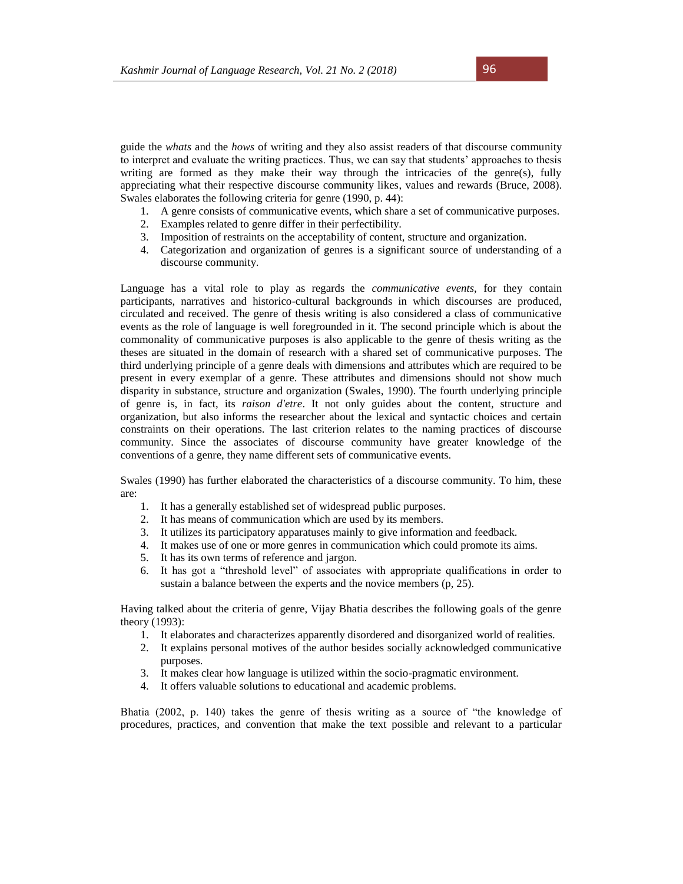guide the *whats* and the *hows* of writing and they also assist readers of that discourse community to interpret and evaluate the writing practices. Thus, we can say that students' approaches to thesis writing are formed as they make their way through the intricacies of the genre(s), fully appreciating what their respective discourse community likes, values and rewards (Bruce, 2008). Swales elaborates the following criteria for genre (1990, p. 44):

1. A genre consists of communicative events, which share a set of communicative purposes.
2. Examples related to genre differ in their perfectibility.
3. Imposition of restraints on the acceptability of content, structure and organization.
4. Categorization and organization of genres is a significant source of understanding of a discourse community.

Language has a vital role to play as regards the *communicative events*, for they contain participants, narratives and historico-cultural backgrounds in which discourses are produced, circulated and received. The genre of thesis writing is also considered a class of communicative events as the role of language is well foregrounded in it. The second principle which is about the commonality of communicative purposes is also applicable to the genre of thesis writing as the theses are situated in the domain of research with a shared set of communicative purposes. The third underlying principle of a genre deals with dimensions and attributes which are required to be present in every exemplar of a genre. These attributes and dimensions should not show much disparity in substance, structure and organization (Swales, 1990). The fourth underlying principle of genre is, in fact, its *raison d'etre*. It not only guides about the content, structure and organization, but also informs the researcher about the lexical and syntactic choices and certain constraints on their operations. The last criterion relates to the naming practices of discourse community. Since the associates of discourse community have greater knowledge of the conventions of a genre, they name different sets of communicative events.

Swales (1990) has further elaborated the characteristics of a discourse community. To him, these are:

1. It has a generally established set of widespread public purposes.
2. It has means of communication which are used by its members.
3. It utilizes its participatory apparatuses mainly to give information and feedback.
4. It makes use of one or more genres in communication which could promote its aims.
5. It has its own terms of reference and jargon.
6. It has got a "threshold level" of associates with appropriate qualifications in order to sustain a balance between the experts and the novice members (p, 25).

Having talked about the criteria of genre, Vijay Bhatia describes the following goals of the genre theory (1993):

1. It elaborates and characterizes apparently disordered and disorganized world of realities.
2. It explains personal motives of the author besides socially acknowledged communicative purposes.
3. It makes clear how language is utilized within the socio-pragmatic environment.
4. It offers valuable solutions to educational and academic problems.

Bhatia (2002, p. 140) takes the genre of thesis writing as a source of "the knowledge of procedures, practices, and convention that make the text possible and relevant to a particular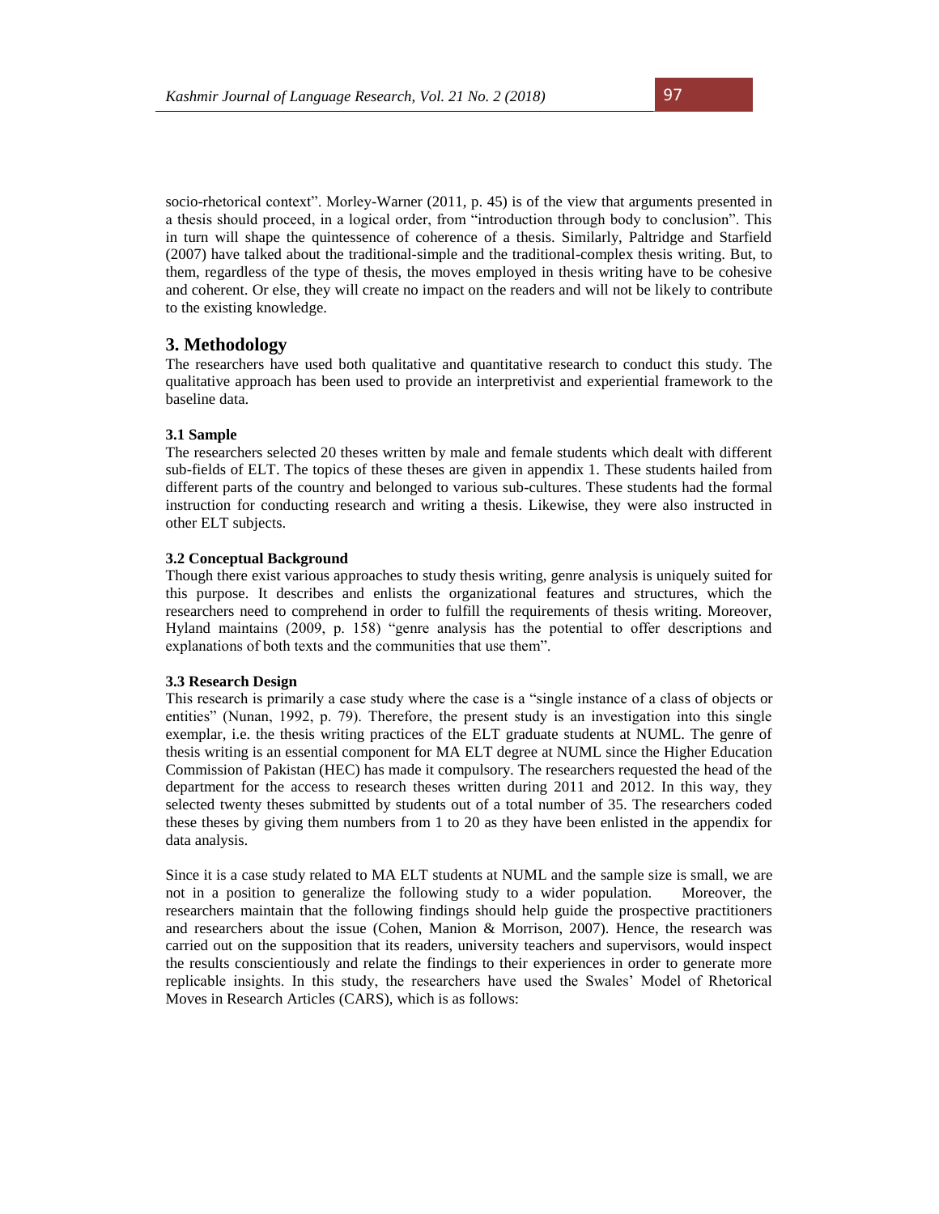socio-rhetorical context". Morley-Warner (2011, p. 45) is of the view that arguments presented in a thesis should proceed, in a logical order, from "introduction through body to conclusion". This in turn will shape the quintessence of coherence of a thesis. Similarly, Paltridge and Starfield (2007) have talked about the traditional-simple and the traditional-complex thesis writing. But, to them, regardless of the type of thesis, the moves employed in thesis writing have to be cohesive and coherent. Or else, they will create no impact on the readers and will not be likely to contribute to the existing knowledge.

## 3. Methodology

The researchers have used both qualitative and quantitative research to conduct this study. The qualitative approach has been used to provide an interpretivist and experiential framework to the baseline data.

### 3.1 Sample

The researchers selected 20 theses written by male and female students which dealt with different sub-fields of ELT. The topics of these theses are given in appendix 1. These students hailed from different parts of the country and belonged to various sub-cultures. These students had the formal instruction for conducting research and writing a thesis. Likewise, they were also instructed in other ELT subjects.

### 3.2 Conceptual Background

Though there exist various approaches to study thesis writing, genre analysis is uniquely suited for this purpose. It describes and enlists the organizational features and structures, which the researchers need to comprehend in order to fulfill the requirements of thesis writing. Moreover, Hyland maintains (2009, p. 158) "genre analysis has the potential to offer descriptions and explanations of both texts and the communities that use them".

### 3.3 Research Design

This research is primarily a case study where the case is a "single instance of a class of objects or entities" (Nunan, 1992, p. 79). Therefore, the present study is an investigation into this single exemplar, i.e. the thesis writing practices of the ELT graduate students at NUML. The genre of thesis writing is an essential component for MA ELT degree at NUML since the Higher Education Commission of Pakistan (HEC) has made it compulsory. The researchers requested the head of the department for the access to research theses written during 2011 and 2012. In this way, they selected twenty theses submitted by students out of a total number of 35. The researchers coded these theses by giving them numbers from 1 to 20 as they have been enlisted in the appendix for data analysis.

Since it is a case study related to MA ELT students at NUML and the sample size is small, we are not in a position to generalize the following study to a wider population. Moreover, the researchers maintain that the following findings should help guide the prospective practitioners and researchers about the issue (Cohen, Manion & Morrison, 2007). Hence, the research was carried out on the supposition that its readers, university teachers and supervisors, would inspect the results conscientiously and relate the findings to their experiences in order to generate more replicable insights. In this study, the researchers have used the Swales' Model of Rhetorical Moves in Research Articles (CARS), which is as follows: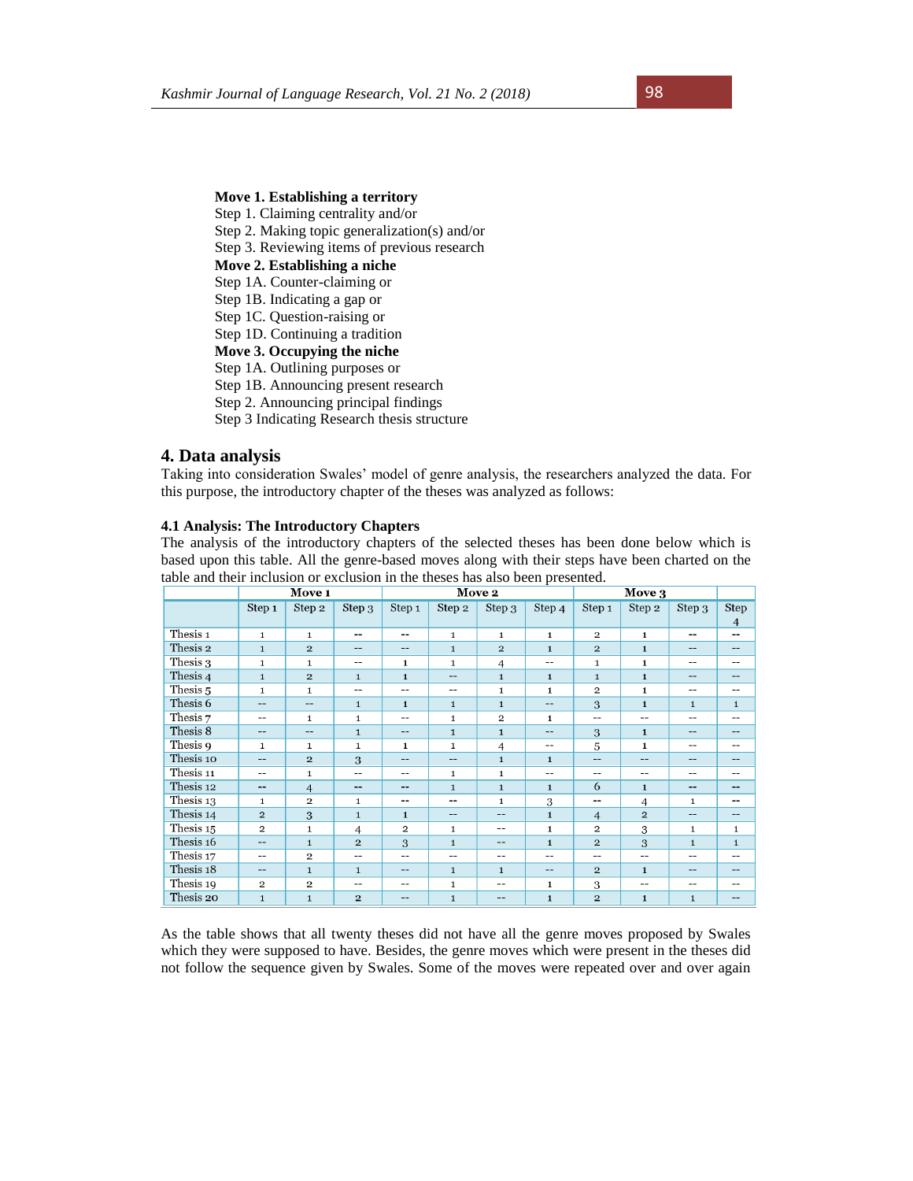**Move 1. Establishing a territory**
Step 1. Claiming centrality and/or
Step 2. Making topic generalization(s) and/or
Step 3. Reviewing items of previous research
**Move 2. Establishing a niche**
Step 1A. Counter-claiming or
Step 1B. Indicating a gap or
Step 1C. Question-raising or
Step 1D. Continuing a tradition
**Move 3. Occupying the niche**
Step 1A. Outlining purposes or
Step 1B. Announcing present research
Step 2. Announcing principal findings
Step 3 Indicating Research thesis structure

## 4. Data analysis

Taking into consideration Swales' model of genre analysis, the researchers analyzed the data. For this purpose, the introductory chapter of the theses was analyzed as follows:

### 4.1 Analysis: The Introductory Chapters

The analysis of the introductory chapters of the selected theses has been done below which is based upon this table. All the genre-based moves along with their steps have been charted on the table and their inclusion or exclusion in the theses has also been presented.

| | Move 1 | | | Move 2 | | | | Move 3 | | | |
|---|---|---|---|---|---|---|---|---|---|---|---|
| | Step 1 | Step 2 | Step 3 | Step 1 | Step 2 | Step 3 | Step 4 | Step 1 | Step 2 | Step 3 | Step 4 |
| Thesis 1 | 1 | 1 | -- | -- | 1 | 1 | 1 | 2 | 1 | -- | -- |
| Thesis 2 | 1 | 2 | -- | -- | 1 | 2 | 1 | 2 | 1 | -- | -- |
| Thesis 3 | 1 | 1 | -- | 1 | 1 | 4 | -- | 1 | 1 | -- | -- |
| Thesis 4 | 1 | 2 | 1 | 1 | -- | 1 | 1 | 1 | 1 | -- | -- |
| Thesis 5 | 1 | 1 | -- | -- | -- | 1 | 1 | 2 | 1 | -- | -- |
| Thesis 6 | -- | -- | 1 | 1 | 1 | 1 | -- | 3 | 1 | 1 | 1 |
| Thesis 7 | -- | 1 | 1 | -- | 1 | 2 | 1 | -- | -- | -- | -- |
| Thesis 8 | -- | -- | 1 | -- | 1 | 1 | -- | 3 | 1 | -- | -- |
| Thesis 9 | 1 | 1 | 1 | 1 | 1 | 4 | -- | 5 | 1 | -- | -- |
| Thesis 10 | -- | 2 | 3 | -- | -- | 1 | 1 | -- | -- | -- | -- |
| Thesis 11 | -- | 1 | -- | -- | 1 | 1 | -- | -- | -- | -- | -- |
| Thesis 12 | -- | 4 | -- | -- | 1 | 1 | 1 | 6 | 1 | -- | -- |
| Thesis 13 | 1 | 2 | 1 | -- | -- | 1 | 3 | -- | 4 | 1 | -- |
| Thesis 14 | 2 | 3 | 1 | 1 | -- | -- | 1 | 4 | 2 | -- | -- |
| Thesis 15 | 2 | 1 | 4 | 2 | 1 | -- | 1 | 2 | 3 | 1 | 1 |
| Thesis 16 | -- | 1 | 2 | 3 | 1 | -- | 1 | 2 | 3 | 1 | 1 |
| Thesis 17 | -- | 2 | -- | -- | -- | -- | -- | -- | -- | -- | -- |
| Thesis 18 | -- | 1 | 1 | -- | 1 | 1 | -- | 2 | 1 | -- | -- |
| Thesis 19 | 2 | 2 | -- | -- | 1 | -- | 1 | 3 | -- | -- | -- |
| Thesis 20 | 1 | 1 | 2 | -- | 1 | -- | 1 | 2 | 1 | 1 | -- |

As the table shows that all twenty theses did not have all the genre moves proposed by Swales which they were supposed to have. Besides, the genre moves which were present in the theses did not follow the sequence given by Swales. Some of the moves were repeated over and over again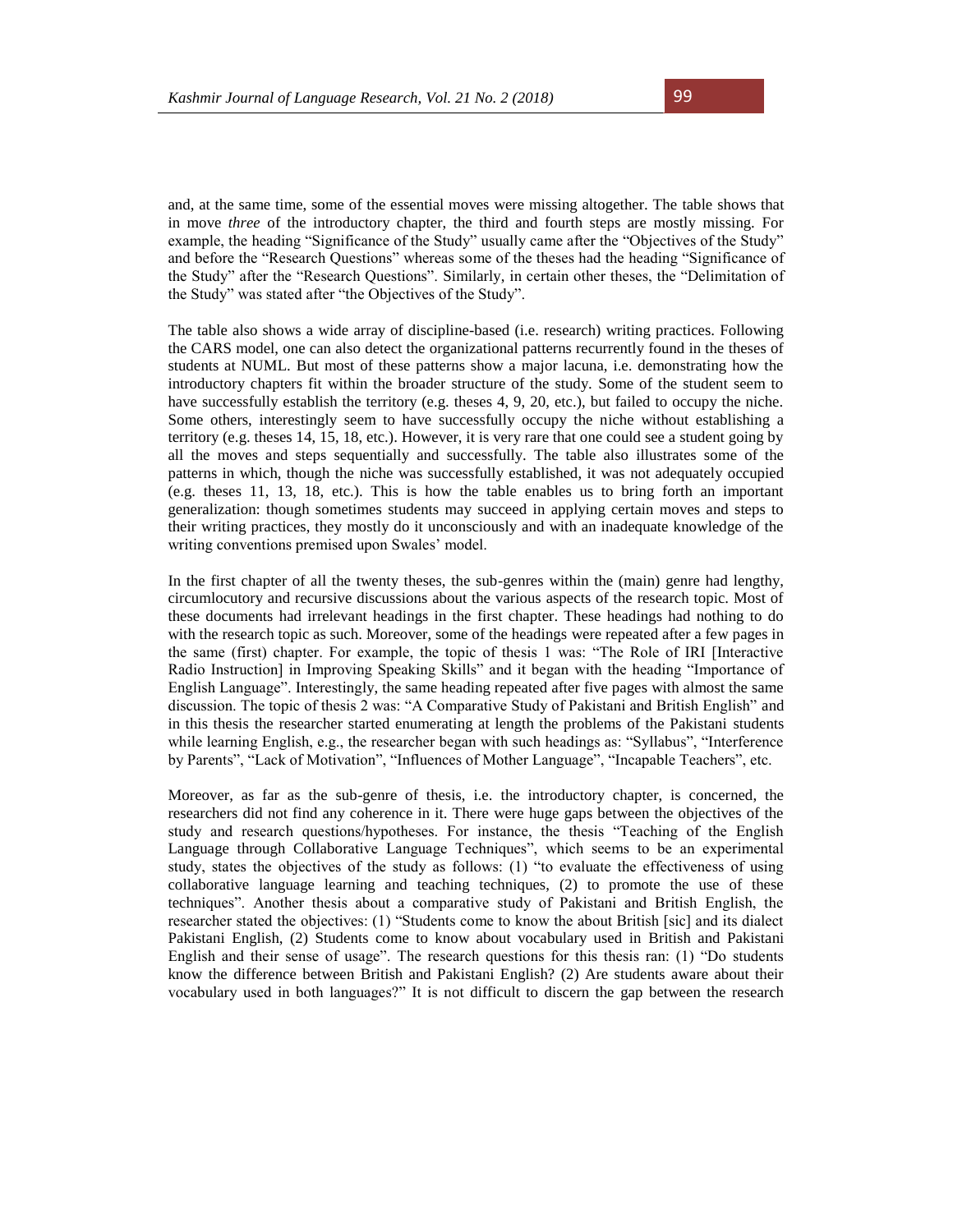and, at the same time, some of the essential moves were missing altogether. The table shows that in move *three* of the introductory chapter, the third and fourth steps are mostly missing. For example, the heading "Significance of the Study" usually came after the "Objectives of the Study" and before the "Research Questions" whereas some of the theses had the heading "Significance of the Study" after the "Research Questions". Similarly, in certain other theses, the "Delimitation of the Study" was stated after "the Objectives of the Study".

The table also shows a wide array of discipline-based (i.e. research) writing practices. Following the CARS model, one can also detect the organizational patterns recurrently found in the theses of students at NUML. But most of these patterns show a major lacuna, i.e. demonstrating how the introductory chapters fit within the broader structure of the study. Some of the student seem to have successfully establish the territory (e.g. theses 4, 9, 20, etc.), but failed to occupy the niche. Some others, interestingly seem to have successfully occupy the niche without establishing a territory (e.g. theses 14, 15, 18, etc.). However, it is very rare that one could see a student going by all the moves and steps sequentially and successfully. The table also illustrates some of the patterns in which, though the niche was successfully established, it was not adequately occupied (e.g. theses 11, 13, 18, etc.). This is how the table enables us to bring forth an important generalization: though sometimes students may succeed in applying certain moves and steps to their writing practices, they mostly do it unconsciously and with an inadequate knowledge of the writing conventions premised upon Swales' model.

In the first chapter of all the twenty theses, the sub-genres within the (main) genre had lengthy, circumlocutory and recursive discussions about the various aspects of the research topic. Most of these documents had irrelevant headings in the first chapter. These headings had nothing to do with the research topic as such. Moreover, some of the headings were repeated after a few pages in the same (first) chapter. For example, the topic of thesis 1 was: "The Role of IRI [Interactive Radio Instruction] in Improving Speaking Skills" and it began with the heading "Importance of English Language". Interestingly, the same heading repeated after five pages with almost the same discussion. The topic of thesis 2 was: "A Comparative Study of Pakistani and British English" and in this thesis the researcher started enumerating at length the problems of the Pakistani students while learning English, e.g., the researcher began with such headings as: "Syllabus", "Interference by Parents", "Lack of Motivation", "Influences of Mother Language", "Incapable Teachers", etc.

Moreover, as far as the sub-genre of thesis, i.e. the introductory chapter, is concerned, the researchers did not find any coherence in it. There were huge gaps between the objectives of the study and research questions/hypotheses. For instance, the thesis "Teaching of the English Language through Collaborative Language Techniques", which seems to be an experimental study, states the objectives of the study as follows: (1) "to evaluate the effectiveness of using collaborative language learning and teaching techniques, (2) to promote the use of these techniques". Another thesis about a comparative study of Pakistani and British English, the researcher stated the objectives: (1) "Students come to know the about British [sic] and its dialect Pakistani English, (2) Students come to know about vocabulary used in British and Pakistani English and their sense of usage". The research questions for this thesis ran: (1) "Do students know the difference between British and Pakistani English? (2) Are students aware about their vocabulary used in both languages?" It is not difficult to discern the gap between the research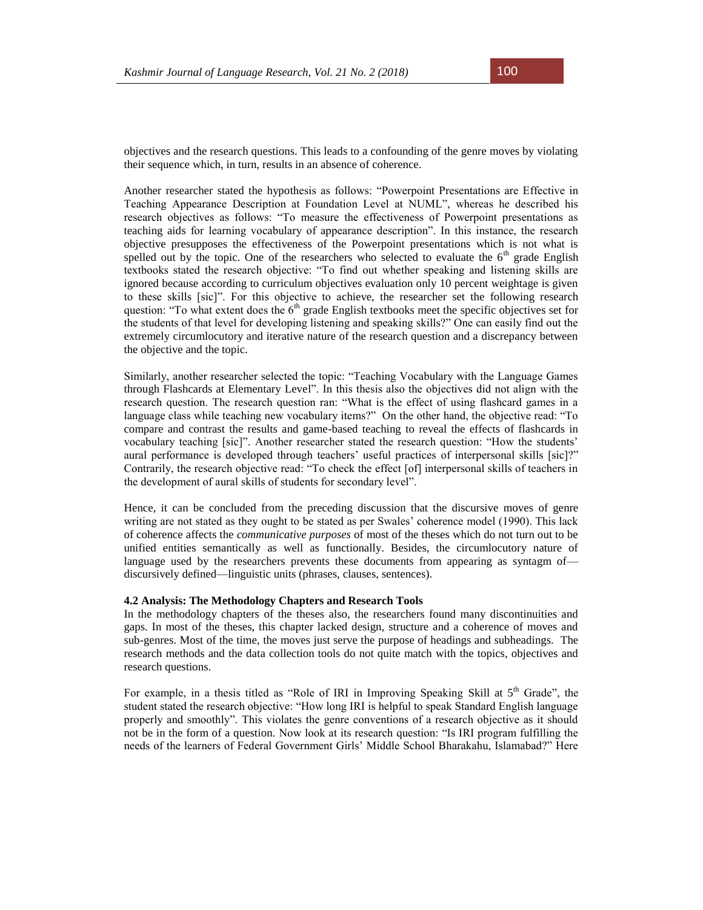objectives and the research questions. This leads to a confounding of the genre moves by violating their sequence which, in turn, results in an absence of coherence.

Another researcher stated the hypothesis as follows: "Powerpoint Presentations are Effective in Teaching Appearance Description at Foundation Level at NUML", whereas he described his research objectives as follows: "To measure the effectiveness of Powerpoint presentations as teaching aids for learning vocabulary of appearance description". In this instance, the research objective presupposes the effectiveness of the Powerpoint presentations which is not what is spelled out by the topic. One of the researchers who selected to evaluate the 6th grade English textbooks stated the research objective: "To find out whether speaking and listening skills are ignored because according to curriculum objectives evaluation only 10 percent weightage is given to these skills [sic]". For this objective to achieve, the researcher set the following research question: "To what extent does the 6th grade English textbooks meet the specific objectives set for the students of that level for developing listening and speaking skills?" One can easily find out the extremely circumlocutory and iterative nature of the research question and a discrepancy between the objective and the topic.

Similarly, another researcher selected the topic: "Teaching Vocabulary with the Language Games through Flashcards at Elementary Level". In this thesis also the objectives did not align with the research question. The research question ran: "What is the effect of using flashcard games in a language class while teaching new vocabulary items?" On the other hand, the objective read: "To compare and contrast the results and game-based teaching to reveal the effects of flashcards in vocabulary teaching [sic]". Another researcher stated the research question: "How the students' aural performance is developed through teachers' useful practices of interpersonal skills [sic]?" Contrarily, the research objective read: "To check the effect [of] interpersonal skills of teachers in the development of aural skills of students for secondary level".

Hence, it can be concluded from the preceding discussion that the discursive moves of genre writing are not stated as they ought to be stated as per Swales' coherence model (1990). This lack of coherence affects the *communicative purposes* of most of the theses which do not turn out to be unified entities semantically as well as functionally. Besides, the circumlocutory nature of language used by the researchers prevents these documents from appearing as syntagm of—discursively defined—linguistic units (phrases, clauses, sentences).

### 4.2 Analysis: The Methodology Chapters and Research Tools

In the methodology chapters of the theses also, the researchers found many discontinuities and gaps. In most of the theses, this chapter lacked design, structure and a coherence of moves and sub-genres. Most of the time, the moves just serve the purpose of headings and subheadings. The research methods and the data collection tools do not quite match with the topics, objectives and research questions.

For example, in a thesis titled as "Role of IRI in Improving Speaking Skill at 5th Grade", the student stated the research objective: "How long IRI is helpful to speak Standard English language properly and smoothly". This violates the genre conventions of a research objective as it should not be in the form of a question. Now look at its research question: "Is IRI program fulfilling the needs of the learners of Federal Government Girls' Middle School Bharakahu, Islamabad?" Here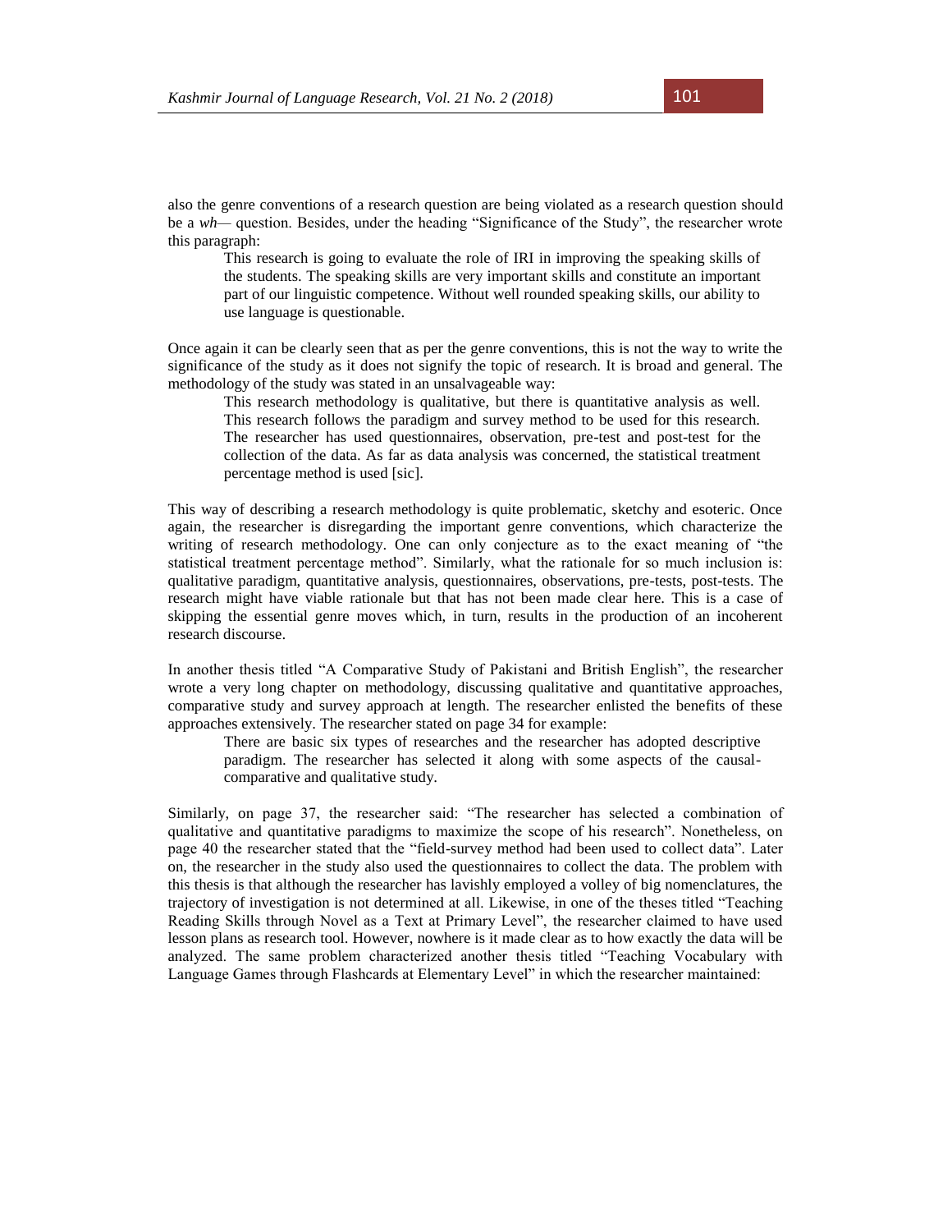also the genre conventions of a research question are being violated as a research question should be a *wh*— question. Besides, under the heading "Significance of the Study", the researcher wrote this paragraph:

> This research is going to evaluate the role of IRI in improving the speaking skills of the students. The speaking skills are very important skills and constitute an important part of our linguistic competence. Without well rounded speaking skills, our ability to use language is questionable.

Once again it can be clearly seen that as per the genre conventions, this is not the way to write the significance of the study as it does not signify the topic of research. It is broad and general. The methodology of the study was stated in an unsalvageable way:

> This research methodology is qualitative, but there is quantitative analysis as well. This research follows the paradigm and survey method to be used for this research. The researcher has used questionnaires, observation, pre-test and post-test for the collection of the data. As far as data analysis was concerned, the statistical treatment percentage method is used [sic].

This way of describing a research methodology is quite problematic, sketchy and esoteric. Once again, the researcher is disregarding the important genre conventions, which characterize the writing of research methodology. One can only conjecture as to the exact meaning of "the statistical treatment percentage method". Similarly, what the rationale for so much inclusion is: qualitative paradigm, quantitative analysis, questionnaires, observations, pre-tests, post-tests. The research might have viable rationale but that has not been made clear here. This is a case of skipping the essential genre moves which, in turn, results in the production of an incoherent research discourse.

In another thesis titled "A Comparative Study of Pakistani and British English", the researcher wrote a very long chapter on methodology, discussing qualitative and quantitative approaches, comparative study and survey approach at length. The researcher enlisted the benefits of these approaches extensively. The researcher stated on page 34 for example:

> There are basic six types of researches and the researcher has adopted descriptive paradigm. The researcher has selected it along with some aspects of the causal-comparative and qualitative study.

Similarly, on page 37, the researcher said: "The researcher has selected a combination of qualitative and quantitative paradigms to maximize the scope of his research". Nonetheless, on page 40 the researcher stated that the "field-survey method had been used to collect data". Later on, the researcher in the study also used the questionnaires to collect the data. The problem with this thesis is that although the researcher has lavishly employed a volley of big nomenclatures, the trajectory of investigation is not determined at all. Likewise, in one of the theses titled "Teaching Reading Skills through Novel as a Text at Primary Level", the researcher claimed to have used lesson plans as research tool. However, nowhere is it made clear as to how exactly the data will be analyzed. The same problem characterized another thesis titled "Teaching Vocabulary with Language Games through Flashcards at Elementary Level" in which the researcher maintained: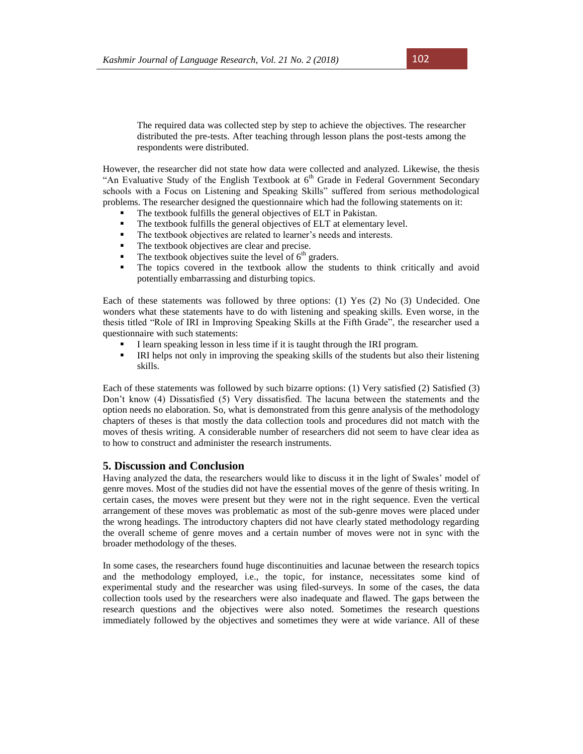> The required data was collected step by step to achieve the objectives. The researcher distributed the pre-tests. After teaching through lesson plans the post-tests among the respondents were distributed.

However, the researcher did not state how data were collected and analyzed. Likewise, the thesis "An Evaluative Study of the English Textbook at 6th Grade in Federal Government Secondary schools with a Focus on Listening and Speaking Skills" suffered from serious methodological problems. The researcher designed the questionnaire which had the following statements on it:

- The textbook fulfills the general objectives of ELT in Pakistan.
- The textbook fulfills the general objectives of ELT at elementary level.
- The textbook objectives are related to learner's needs and interests.
- The textbook objectives are clear and precise.
- The textbook objectives suite the level of 6th graders.
- The topics covered in the textbook allow the students to think critically and avoid potentially embarrassing and disturbing topics.

Each of these statements was followed by three options: (1) Yes (2) No (3) Undecided. One wonders what these statements have to do with listening and speaking skills. Even worse, in the thesis titled "Role of IRI in Improving Speaking Skills at the Fifth Grade", the researcher used a questionnaire with such statements:

- I learn speaking lesson in less time if it is taught through the IRI program.
- IRI helps not only in improving the speaking skills of the students but also their listening skills.

Each of these statements was followed by such bizarre options: (1) Very satisfied (2) Satisfied (3) Don't know (4) Dissatisfied (5) Very dissatisfied. The lacuna between the statements and the option needs no elaboration. So, what is demonstrated from this genre analysis of the methodology chapters of theses is that mostly the data collection tools and procedures did not match with the moves of thesis writing. A considerable number of researchers did not seem to have clear idea as to how to construct and administer the research instruments.

## 5. Discussion and Conclusion

Having analyzed the data, the researchers would like to discuss it in the light of Swales' model of genre moves. Most of the studies did not have the essential moves of the genre of thesis writing. In certain cases, the moves were present but they were not in the right sequence. Even the vertical arrangement of these moves was problematic as most of the sub-genre moves were placed under the wrong headings. The introductory chapters did not have clearly stated methodology regarding the overall scheme of genre moves and a certain number of moves were not in sync with the broader methodology of the theses.

In some cases, the researchers found huge discontinuities and lacunae between the research topics and the methodology employed, i.e., the topic, for instance, necessitates some kind of experimental study and the researcher was using filed-surveys. In some of the cases, the data collection tools used by the researchers were also inadequate and flawed. The gaps between the research questions and the objectives were also noted. Sometimes the research questions immediately followed by the objectives and sometimes they were at wide variance. All of these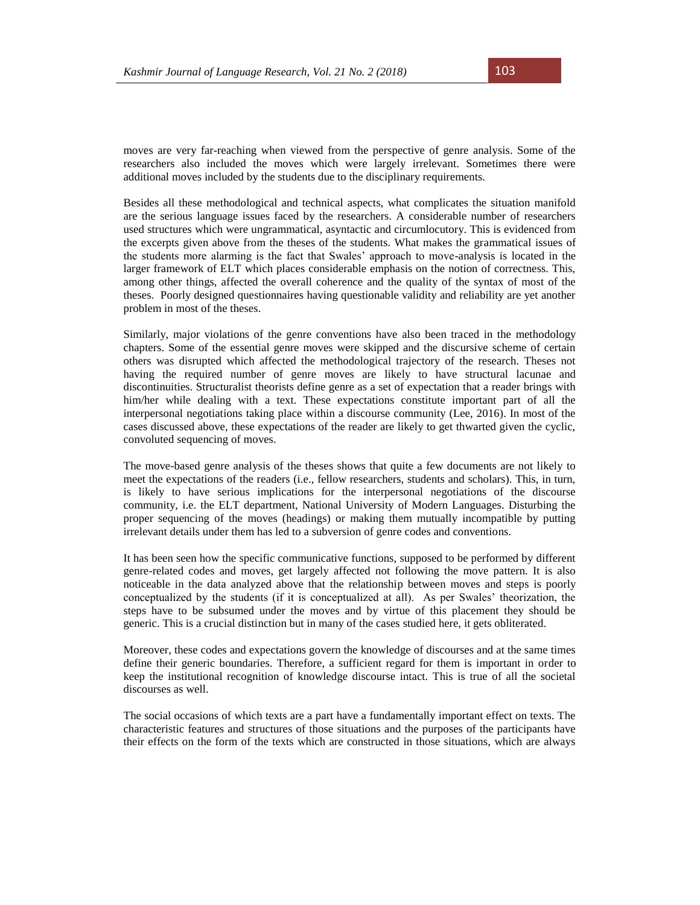moves are very far-reaching when viewed from the perspective of genre analysis. Some of the researchers also included the moves which were largely irrelevant. Sometimes there were additional moves included by the students due to the disciplinary requirements.

Besides all these methodological and technical aspects, what complicates the situation manifold are the serious language issues faced by the researchers. A considerable number of researchers used structures which were ungrammatical, asyntactic and circumlocutory. This is evidenced from the excerpts given above from the theses of the students. What makes the grammatical issues of the students more alarming is the fact that Swales' approach to move-analysis is located in the larger framework of ELT which places considerable emphasis on the notion of correctness. This, among other things, affected the overall coherence and the quality of the syntax of most of the theses. Poorly designed questionnaires having questionable validity and reliability are yet another problem in most of the theses.

Similarly, major violations of the genre conventions have also been traced in the methodology chapters. Some of the essential genre moves were skipped and the discursive scheme of certain others was disrupted which affected the methodological trajectory of the research. Theses not having the required number of genre moves are likely to have structural lacunae and discontinuities. Structuralist theorists define genre as a set of expectation that a reader brings with him/her while dealing with a text. These expectations constitute important part of all the interpersonal negotiations taking place within a discourse community (Lee, 2016). In most of the cases discussed above, these expectations of the reader are likely to get thwarted given the cyclic, convoluted sequencing of moves.

The move-based genre analysis of the theses shows that quite a few documents are not likely to meet the expectations of the readers (i.e., fellow researchers, students and scholars). This, in turn, is likely to have serious implications for the interpersonal negotiations of the discourse community, i.e. the ELT department, National University of Modern Languages. Disturbing the proper sequencing of the moves (headings) or making them mutually incompatible by putting irrelevant details under them has led to a subversion of genre codes and conventions.

It has been seen how the specific communicative functions, supposed to be performed by different genre-related codes and moves, get largely affected not following the move pattern. It is also noticeable in the data analyzed above that the relationship between moves and steps is poorly conceptualized by the students (if it is conceptualized at all). As per Swales' theorization, the steps have to be subsumed under the moves and by virtue of this placement they should be generic. This is a crucial distinction but in many of the cases studied here, it gets obliterated.

Moreover, these codes and expectations govern the knowledge of discourses and at the same times define their generic boundaries. Therefore, a sufficient regard for them is important in order to keep the institutional recognition of knowledge discourse intact. This is true of all the societal discourses as well.

The social occasions of which texts are a part have a fundamentally important effect on texts. The characteristic features and structures of those situations and the purposes of the participants have their effects on the form of the texts which are constructed in those situations, which are always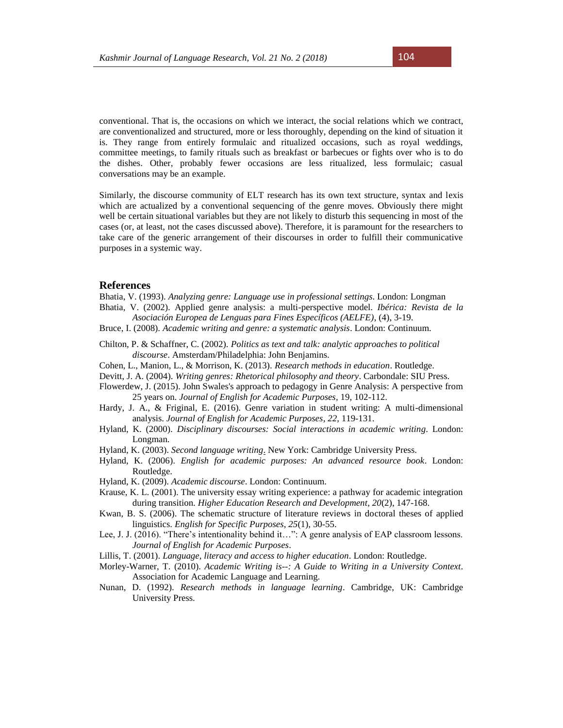conventional. That is, the occasions on which we interact, the social relations which we contract, are conventionalized and structured, more or less thoroughly, depending on the kind of situation it is. They range from entirely formulaic and ritualized occasions, such as royal weddings, committee meetings, to family rituals such as breakfast or barbecues or fights over who is to do the dishes. Other, probably fewer occasions are less ritualized, less formulaic; casual conversations may be an example.

Similarly, the discourse community of ELT research has its own text structure, syntax and lexis which are actualized by a conventional sequencing of the genre moves. Obviously there might well be certain situational variables but they are not likely to disturb this sequencing in most of the cases (or, at least, not the cases discussed above). Therefore, it is paramount for the researchers to take care of the generic arrangement of their discourses in order to fulfill their communicative purposes in a systemic way.

## References

Bhatia, V. (1993). *Analyzing genre: Language use in professional settings*. London: Longman

Bhatia, V. (2002). Applied genre analysis: a multi-perspective model. *Ibérica: Revista de la Asociación Europea de Lenguas para Fines Específicos (AELFE)*, (4), 3-19.

Bruce, I. (2008). *Academic writing and genre: a systematic analysis*. London: Continuum.

Chilton, P. & Schaffner, C. (2002). *Politics as text and talk: analytic approaches to political discourse*. Amsterdam/Philadelphia: John Benjamins.

Cohen, L., Manion, L., & Morrison, K. (2013). *Research methods in education*. Routledge.

Devitt, J. A. (2004). *Writing genres: Rhetorical philosophy and theory*. Carbondale: SIU Press.

Flowerdew, J. (2015). John Swales's approach to pedagogy in Genre Analysis: A perspective from 25 years on. *Journal of English for Academic Purposes*, 19, 102-112.

Hardy, J. A., & Friginal, E. (2016). Genre variation in student writing: A multi-dimensional analysis. *Journal of English for Academic Purposes*, *22*, 119-131.

Hyland, K. (2000). *Disciplinary discourses: Social interactions in academic writing*. London: Longman.

Hyland, K. (2003). *Second language writing*. New York: Cambridge University Press.

Hyland, K. (2006). *English for academic purposes: An advanced resource book*. London: Routledge.

Hyland, K. (2009). *Academic discourse*. London: Continuum.

Krause, K. L. (2001). The university essay writing experience: a pathway for academic integration during transition. *Higher Education Research and Development*, *20*(2), 147-168.

Kwan, B. S. (2006). The schematic structure of literature reviews in doctoral theses of applied linguistics. *English for Specific Purposes*, *25*(1), 30-55.

Lee, J. J. (2016). "There's intentionality behind it…": A genre analysis of EAP classroom lessons. *Journal of English for Academic Purposes*.

Lillis, T. (2001). *Language, literacy and access to higher education*. London: Routledge.

Morley-Warner, T. (2010). *Academic Writing is--: A Guide to Writing in a University Context*. Association for Academic Language and Learning.

Nunan, D. (1992). *Research methods in language learning*. Cambridge, UK: Cambridge University Press.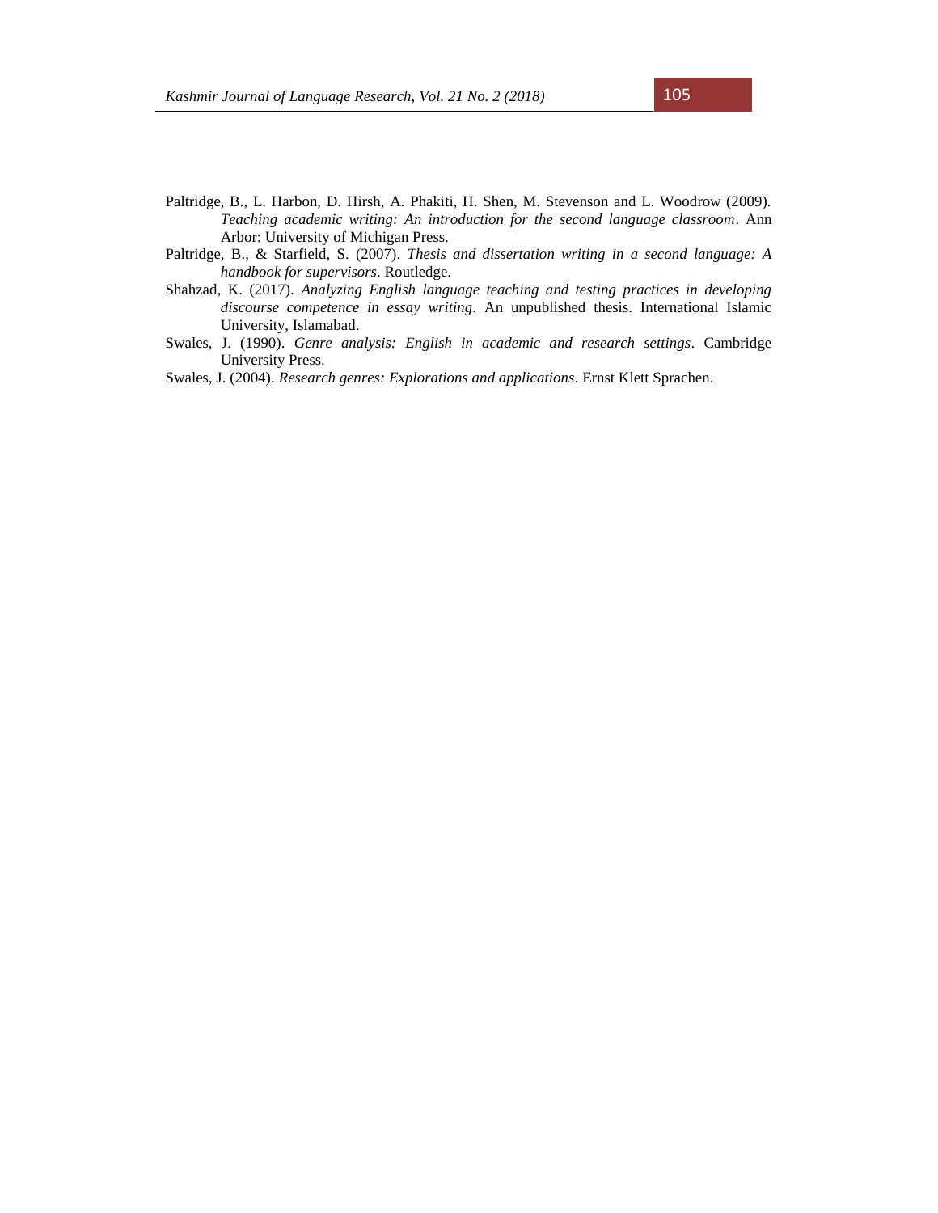Paltridge, B., L. Harbon, D. Hirsh, A. Phakiti, H. Shen, M. Stevenson and L. Woodrow (2009). *Teaching academic writing: An introduction for the second language classroom*. Ann Arbor: University of Michigan Press.

Paltridge, B., & Starfield, S. (2007). *Thesis and dissertation writing in a second language: A handbook for supervisors*. Routledge.

Shahzad, K. (2017). *Analyzing English language teaching and testing practices in developing discourse competence in essay writing*. An unpublished thesis. International Islamic University, Islamabad.

Swales, J. (1990). *Genre analysis: English in academic and research settings*. Cambridge University Press.

Swales, J. (2004). *Research genres: Explorations and applications*. Ernst Klett Sprachen.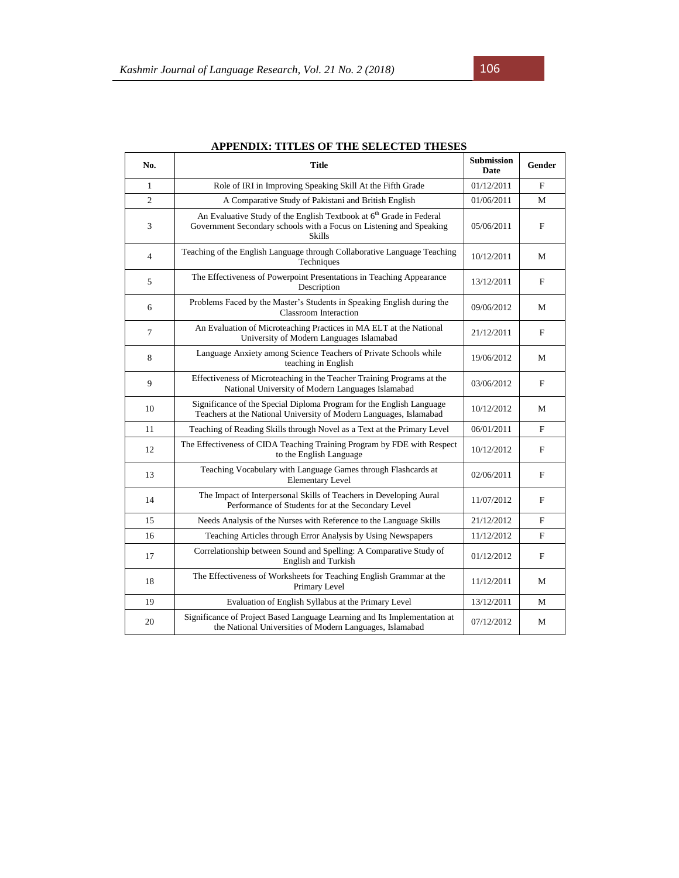## APPENDIX: TITLES OF THE SELECTED THESES

| No. | Title | Submission Date | Gender |
|---|---|---|---|
| 1 | Role of IRI in Improving Speaking Skill At the Fifth Grade | 01/12/2011 | F |
| 2 | A Comparative Study of Pakistani and British English | 01/06/2011 | M |
| 3 | An Evaluative Study of the English Textbook at 6th Grade in Federal Government Secondary schools with a Focus on Listening and Speaking Skills | 05/06/2011 | F |
| 4 | Teaching of the English Language through Collaborative Language Teaching Techniques | 10/12/2011 | M |
| 5 | The Effectiveness of Powerpoint Presentations in Teaching Appearance Description | 13/12/2011 | F |
| 6 | Problems Faced by the Master's Students in Speaking English during the Classroom Interaction | 09/06/2012 | M |
| 7 | An Evaluation of Microteaching Practices in MA ELT at the National University of Modern Languages Islamabad | 21/12/2011 | F |
| 8 | Language Anxiety among Science Teachers of Private Schools while teaching in English | 19/06/2012 | M |
| 9 | Effectiveness of Microteaching in the Teacher Training Programs at the National University of Modern Languages Islamabad | 03/06/2012 | F |
| 10 | Significance of the Special Diploma Program for the English Language Teachers at the National University of Modern Languages, Islamabad | 10/12/2012 | M |
| 11 | Teaching of Reading Skills through Novel as a Text at the Primary Level | 06/01/2011 | F |
| 12 | The Effectiveness of CIDA Teaching Training Program by FDE with Respect to the English Language | 10/12/2012 | F |
| 13 | Teaching Vocabulary with Language Games through Flashcards at Elementary Level | 02/06/2011 | F |
| 14 | The Impact of Interpersonal Skills of Teachers in Developing Aural Performance of Students for at the Secondary Level | 11/07/2012 | F |
| 15 | Needs Analysis of the Nurses with Reference to the Language Skills | 21/12/2012 | F |
| 16 | Teaching Articles through Error Analysis by Using Newspapers | 11/12/2012 | F |
| 17 | Correlationship between Sound and Spelling: A Comparative Study of English and Turkish | 01/12/2012 | F |
| 18 | The Effectiveness of Worksheets for Teaching English Grammar at the Primary Level | 11/12/2011 | M |
| 19 | Evaluation of English Syllabus at the Primary Level | 13/12/2011 | M |
| 20 | Significance of Project Based Language Learning and Its Implementation at the National Universities of Modern Languages, Islamabad | 07/12/2012 | M |